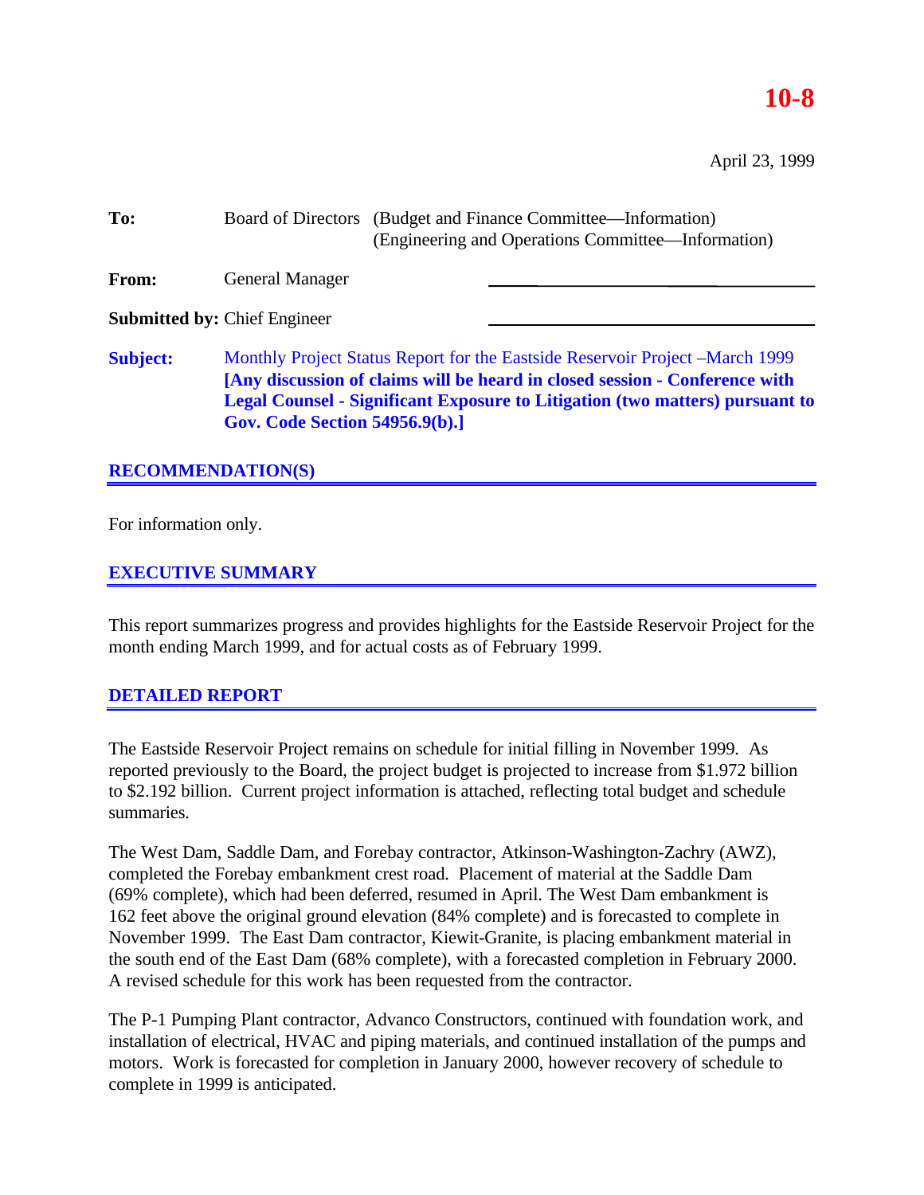**10-8**

April 23, 1999

**To:** Board of Directors (Budget and Finance Committee—Information)
(Engineering and Operations Committee—Information)

**From:** General Manager

**Submitted by:** Chief Engineer

**Subject:** Monthly Project Status Report for the Eastside Reservoir Project –March 1999 **[Any discussion of claims will be heard in closed session - Conference with Legal Counsel - Significant Exposure to Litigation (two matters) pursuant to Gov. Code Section 54956.9(b).]**

## RECOMMENDATION(S)

For information only.

## EXECUTIVE SUMMARY

This report summarizes progress and provides highlights for the Eastside Reservoir Project for the month ending March 1999, and for actual costs as of February 1999.

## DETAILED REPORT

The Eastside Reservoir Project remains on schedule for initial filling in November 1999. As reported previously to the Board, the project budget is projected to increase from $1.972 billion to $2.192 billion. Current project information is attached, reflecting total budget and schedule summaries.

The West Dam, Saddle Dam, and Forebay contractor, Atkinson-Washington-Zachry (AWZ), completed the Forebay embankment crest road. Placement of material at the Saddle Dam (69% complete), which had been deferred, resumed in April. The West Dam embankment is 162 feet above the original ground elevation (84% complete) and is forecasted to complete in November 1999. The East Dam contractor, Kiewit-Granite, is placing embankment material in the south end of the East Dam (68% complete), with a forecasted completion in February 2000. A revised schedule for this work has been requested from the contractor.

The P-1 Pumping Plant contractor, Advanco Constructors, continued with foundation work, and installation of electrical, HVAC and piping materials, and continued installation of the pumps and motors. Work is forecasted for completion in January 2000, however recovery of schedule to complete in 1999 is anticipated.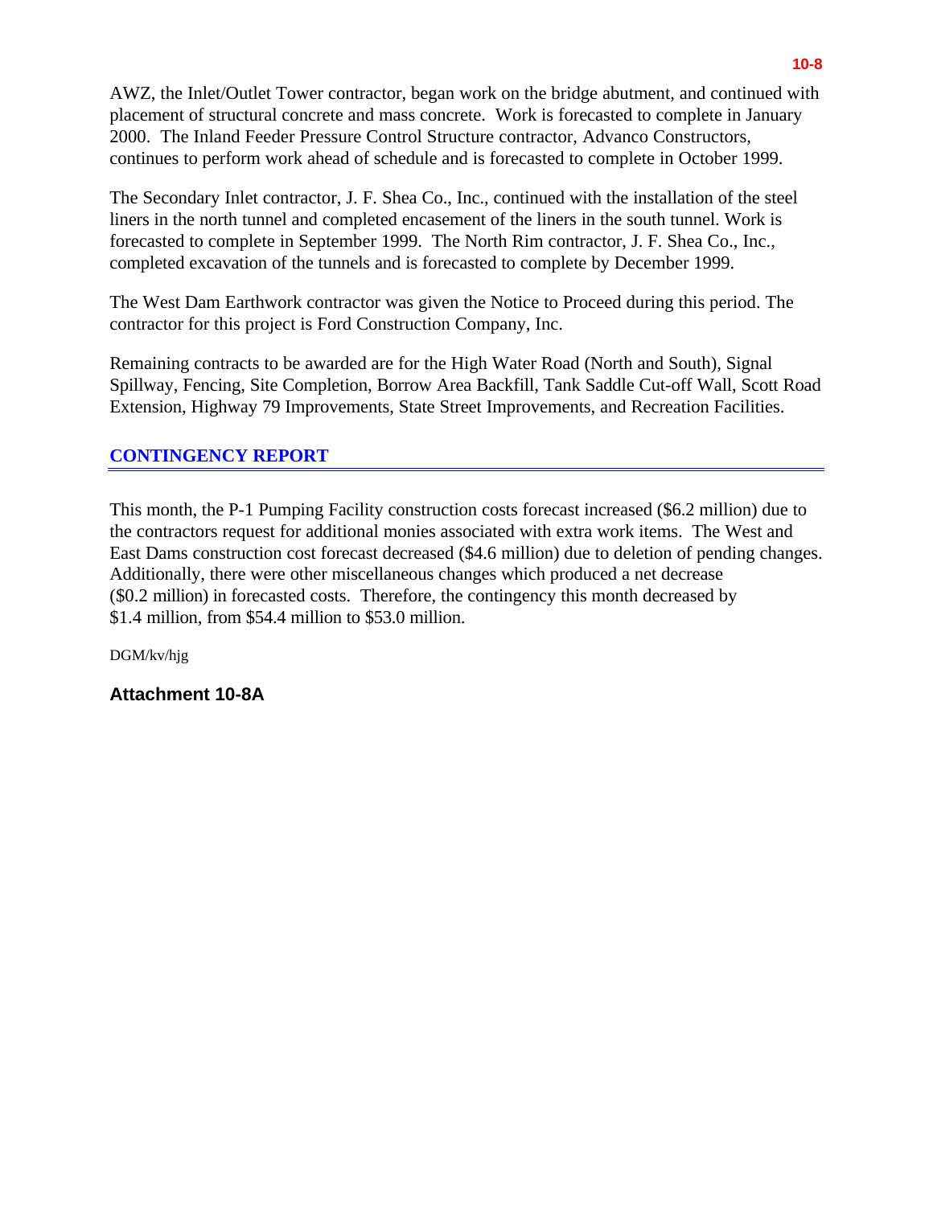AWZ, the Inlet/Outlet Tower contractor, began work on the bridge abutment, and continued with placement of structural concrete and mass concrete. Work is forecasted to complete in January 2000. The Inland Feeder Pressure Control Structure contractor, Advanco Constructors, continues to perform work ahead of schedule and is forecasted to complete in October 1999.

The Secondary Inlet contractor, J. F. Shea Co., Inc., continued with the installation of the steel liners in the north tunnel and completed encasement of the liners in the south tunnel. Work is forecasted to complete in September 1999. The North Rim contractor, J. F. Shea Co., Inc., completed excavation of the tunnels and is forecasted to complete by December 1999.

The West Dam Earthwork contractor was given the Notice to Proceed during this period. The contractor for this project is Ford Construction Company, Inc.

Remaining contracts to be awarded are for the High Water Road (North and South), Signal Spillway, Fencing, Site Completion, Borrow Area Backfill, Tank Saddle Cut-off Wall, Scott Road Extension, Highway 79 Improvements, State Street Improvements, and Recreation Facilities.

## CONTINGENCY REPORT

This month, the P-1 Pumping Facility construction costs forecast increased ($6.2 million) due to the contractors request for additional monies associated with extra work items. The West and East Dams construction cost forecast decreased ($4.6 million) due to deletion of pending changes. Additionally, there were other miscellaneous changes which produced a net decrease ($0.2 million) in forecasted costs. Therefore, the contingency this month decreased by $1.4 million, from $54.4 million to $53.0 million.

DGM/kv/hjg

**Attachment 10-8A**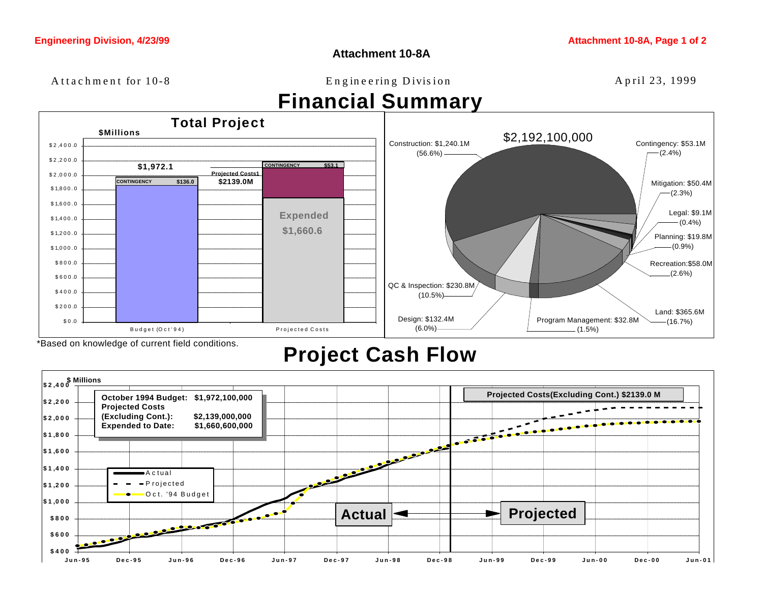# Attachment 10-8A

Attachment for 10-8 | Engineering Division | April 23, 1999

## Financial Summary

### Total Project

$Millions

| | Budget (Oct'94) | Projected Costs |
|---|---|---|
| Total | $1,972.1 | Projected Costs1 $2139.0M |
| CONTINGENCY | $136.0 | $53.1 |
| Expended | | $1,660.6 |

$2,192,100,000

| Category | Amount | Percent |
|---|---|---|
| Construction | $1,240.1M | (56.6%) |
| Contingency | $53.1M | (2.4%) |
| Mitigation | $50.4M | (2.3%) |
| Legal | $9.1M | (0.4%) |
| Planning | $19.8M | (0.9%) |
| Recreation | $58.0M | (2.6%) |
| Land | $365.6M | (16.7%) |
| Program Management | $32.8M | (1.5%) |
| Design | $132.4M | (6.0%) |
| QC & Inspection | $230.8M | (10.5%) |

*Based on knowledge of current field conditions.

## Project Cash Flow

$ Millions

| | |
|---|---|
| October 1994 Budget: | $1,972,100,000 |
| Projected Costs (Excluding Cont.): | $2,139,000,000 |
| Expended to Date: | $1,660,600,000 |

Projected Costs(Excluding Cont.) $2139.0 M

Legend: Actual, Projected, Oct. '94 Budget

Actual ◄──► Projected

Jun-95 | Dec-95 | Jun-96 | Dec-96 | Jun-97 | Dec-97 | Jun-98 | Dec-98 | Jun-99 | Dec-99 | Jun-00 | Dec-00 | Jun-01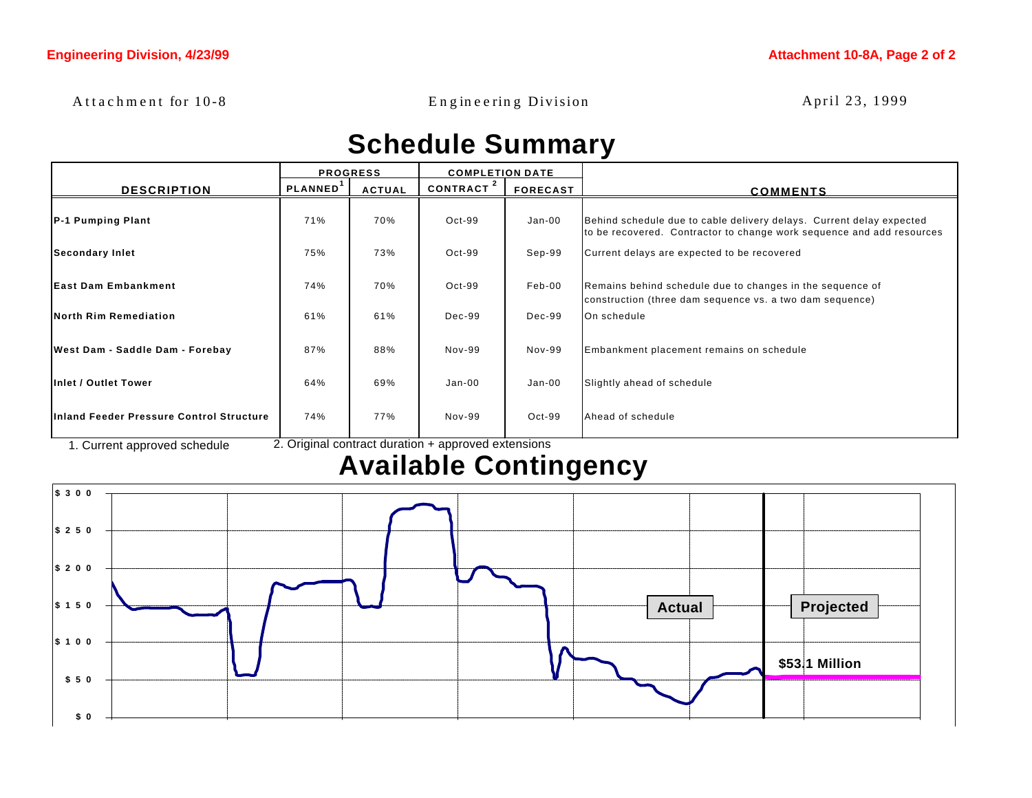Attachment for 10-8 Engineering Division April 23, 1999

# Schedule Summary

| DESCRIPTION | PROGRESS | | COMPLETION DATE | | COMMENTS |
|---|---|---|---|---|---|
| | PLANNED[1] | ACTUAL | CONTRACT[2] | FORECAST | |
| **P-1 Pumping Plant** | 71% | 70% | Oct-99 | Jan-00 | Behind schedule due to cable delivery delays. Current delay expected to be recovered. Contractor to change work sequence and add resources |
| **Secondary Inlet** | 75% | 73% | Oct-99 | Sep-99 | Current delays are expected to be recovered |
| **East Dam Embankment** | 74% | 70% | Oct-99 | Feb-00 | Remains behind schedule due to changes in the sequence of construction (three dam sequence vs. a two dam sequence) |
| **North Rim Remediation** | 61% | 61% | Dec-99 | Dec-99 | On schedule |
| **West Dam - Saddle Dam - Forebay** | 87% | 88% | Nov-99 | Nov-99 | Embankment placement remains on schedule |
| **Inlet / Outlet Tower** | 64% | 69% | Jan-00 | Jan-00 | Slightly ahead of schedule |
| **Inland Feeder Pressure Control Structure** | 74% | 77% | Nov-99 | Oct-99 | Ahead of schedule |

1. Current approved schedule
2. Original contract duration + approved extensions

# Available Contingency

$300
$250
$200
$150
$100
$50
$0

Actual

Projected

$53.1 Million